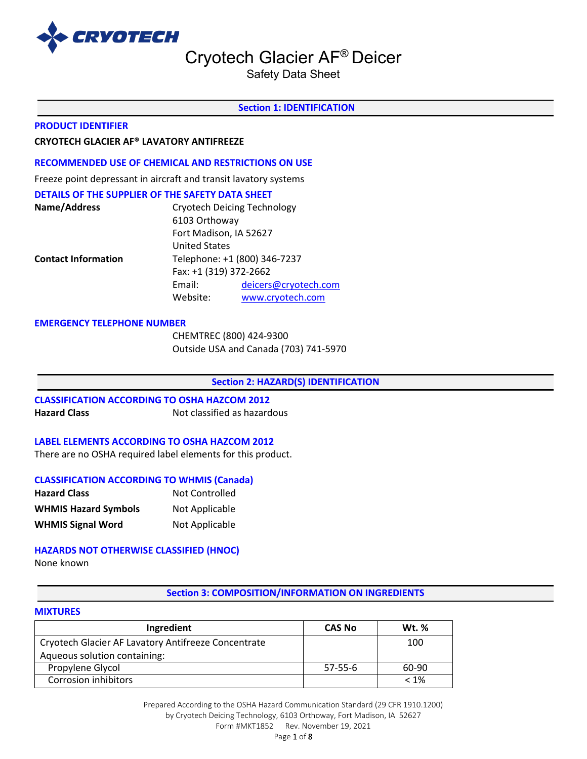CRYOTECH

# Cryotech Glacier AF® Deicer

Safety Data Sheet

## Section 1: IDENTIFICATION

### PRODUCT IDENTIFIER

**CRYOTECH GLACIER AF® LAVATORY ANTIFREEZE**

### RECOMMENDED USE OF CHEMICAL AND RESTRICTIONS ON USE

Freeze point depressant in aircraft and transit lavatory systems

### DETAILS OF THE SUPPLIER OF THE SAFETY DATA SHEET

**Name/Address**
Cryotech Deicing Technology
6103 Orthoway
Fort Madison, IA 52627
United States

**Contact Information**
Telephone: +1 (800) 346-7237
Fax: +1 (319) 372-2662
Email: deicers@cryotech.com
Website: www.cryotech.com

### EMERGENCY TELEPHONE NUMBER

CHEMTREC (800) 424-9300
Outside USA and Canada (703) 741-5970

## Section 2: HAZARD(S) IDENTIFICATION

### CLASSIFICATION ACCORDING TO OSHA HAZCOM 2012

**Hazard Class** Not classified as hazardous

### LABEL ELEMENTS ACCORDING TO OSHA HAZCOM 2012

There are no OSHA required label elements for this product.

### CLASSIFICATION ACCORDING TO WHMIS (Canada)

**Hazard Class** Not Controlled
**WHMIS Hazard Symbols** Not Applicable
**WHMIS Signal Word** Not Applicable

### HAZARDS NOT OTHERWISE CLASSIFIED (HNOC)

None known

## Section 3: COMPOSITION/INFORMATION ON INGREDIENTS

### MIXTURES

| Ingredient | CAS No | Wt. % |
|---|---|---|
| Cryotech Glacier AF Lavatory Antifreeze Concentrate<br>Aqueous solution containing: | | 100 |
| Propylene Glycol | 57-55-6 | 60-90 |
| Corrosion inhibitors | | < 1% |

Prepared According to the OSHA Hazard Communication Standard (29 CFR 1910.1200)
by Cryotech Deicing Technology, 6103 Orthoway, Fort Madison, IA 52627
Form #MKT1852 Rev. November 19, 2021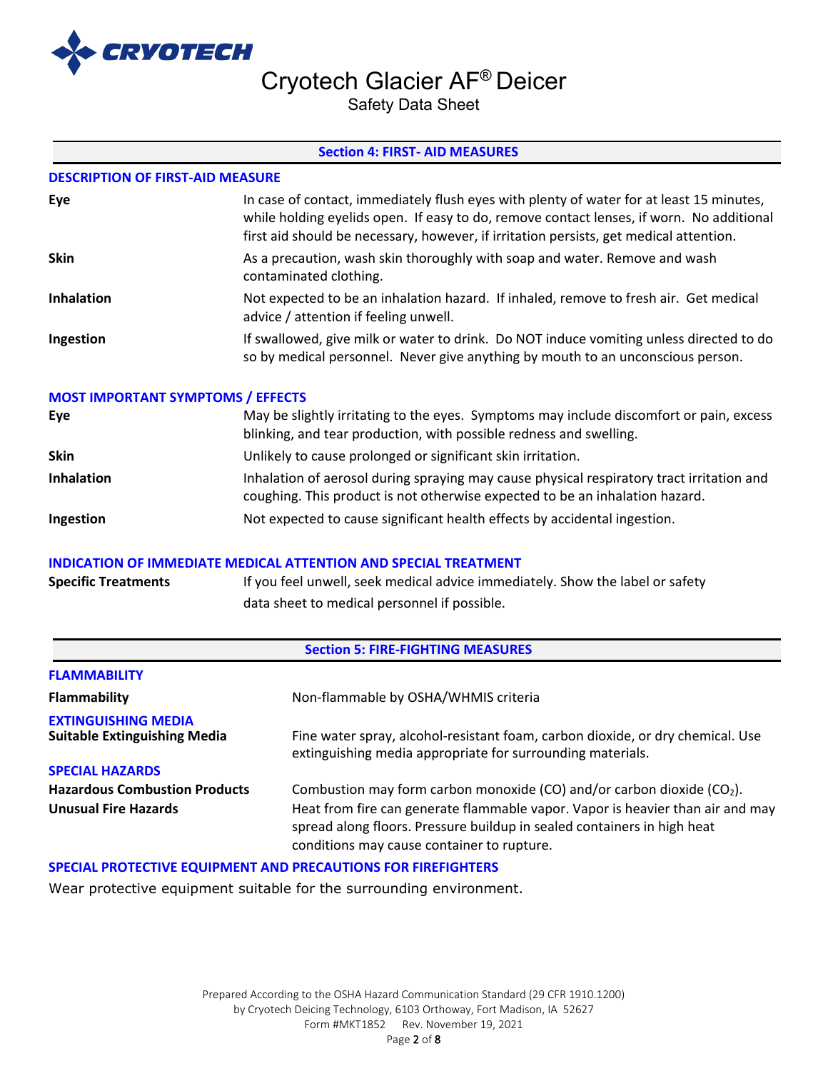## Section 4: FIRST- AID MEASURES

### DESCRIPTION OF FIRST-AID MEASURE

| | |
|---|---|
| **Eye** | In case of contact, immediately flush eyes with plenty of water for at least 15 minutes, while holding eyelids open. If easy to do, remove contact lenses, if worn. No additional first aid should be necessary, however, if irritation persists, get medical attention. |
| **Skin** | As a precaution, wash skin thoroughly with soap and water. Remove and wash contaminated clothing. |
| **Inhalation** | Not expected to be an inhalation hazard. If inhaled, remove to fresh air. Get medical advice / attention if feeling unwell. |
| **Ingestion** | If swallowed, give milk or water to drink. Do NOT induce vomiting unless directed to do so by medical personnel. Never give anything by mouth to an unconscious person. |

### MOST IMPORTANT SYMPTOMS / EFFECTS

| | |
|---|---|
| **Eye** | May be slightly irritating to the eyes. Symptoms may include discomfort or pain, excess blinking, and tear production, with possible redness and swelling. |
| **Skin** | Unlikely to cause prolonged or significant skin irritation. |
| **Inhalation** | Inhalation of aerosol during spraying may cause physical respiratory tract irritation and coughing. This product is not otherwise expected to be an inhalation hazard. |
| **Ingestion** | Not expected to cause significant health effects by accidental ingestion. |

### INDICATION OF IMMEDIATE MEDICAL ATTENTION AND SPECIAL TREATMENT

| | |
|---|---|
| **Specific Treatments** | If you feel unwell, seek medical advice immediately. Show the label or safety data sheet to medical personnel if possible. |

## Section 5: FIRE-FIGHTING MEASURES

### FLAMMABILITY

| | |
|---|---|
| **Flammability** | Non-flammable by OSHA/WHMIS criteria |

### EXTINGUISHING MEDIA

| | |
|---|---|
| **Suitable Extinguishing Media** | Fine water spray, alcohol-resistant foam, carbon dioxide, or dry chemical. Use extinguishing media appropriate for surrounding materials. |

### SPECIAL HAZARDS

| | |
|---|---|
| **Hazardous Combustion Products** | Combustion may form carbon monoxide (CO) and/or carbon dioxide ($CO_2$). |
| **Unusual Fire Hazards** | Heat from fire can generate flammable vapor. Vapor is heavier than air and may spread along floors. Pressure buildup in sealed containers in high heat conditions may cause container to rupture. |

### SPECIAL PROTECTIVE EQUIPMENT AND PRECAUTIONS FOR FIREFIGHTERS

Wear protective equipment suitable for the surrounding environment.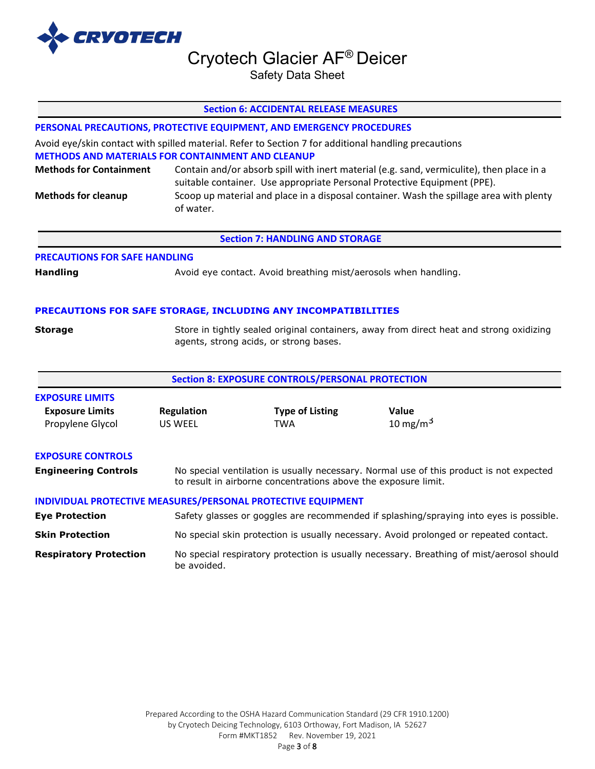## Section 6: ACCIDENTAL RELEASE MEASURES

### PERSONAL PRECAUTIONS, PROTECTIVE EQUIPMENT, AND EMERGENCY PROCEDURES

Avoid eye/skin contact with spilled material. Refer to Section 7 for additional handling precautions

### METHODS AND MATERIALS FOR CONTAINMENT AND CLEANUP

**Methods for Containment** Contain and/or absorb spill with inert material (e.g. sand, vermiculite), then place in a suitable container. Use appropriate Personal Protective Equipment (PPE).

**Methods for cleanup** Scoop up material and place in a disposal container. Wash the spillage area with plenty of water.

## Section 7: HANDLING AND STORAGE

### PRECAUTIONS FOR SAFE HANDLING

**Handling** Avoid eye contact. Avoid breathing mist/aerosols when handling.

### PRECAUTIONS FOR SAFE STORAGE, INCLUDING ANY INCOMPATIBILITIES

**Storage** Store in tightly sealed original containers, away from direct heat and strong oxidizing agents, strong acids, or strong bases.

## Section 8: EXPOSURE CONTROLS/PERSONAL PROTECTION

### EXPOSURE LIMITS

| Exposure Limits | Regulation | Type of Listing | Value |
|---|---|---|---|
| Propylene Glycol | US WEEL | TWA | 10 mg/$m^3$ |

### EXPOSURE CONTROLS

**Engineering Controls** No special ventilation is usually necessary. Normal use of this product is not expected to result in airborne concentrations above the exposure limit.

### INDIVIDUAL PROTECTIVE MEASURES/PERSONAL PROTECTIVE EQUIPMENT

**Eye Protection** Safety glasses or goggles are recommended if splashing/spraying into eyes is possible.

**Skin Protection** No special skin protection is usually necessary. Avoid prolonged or repeated contact.

**Respiratory Protection** No special respiratory protection is usually necessary. Breathing of mist/aerosol should be avoided.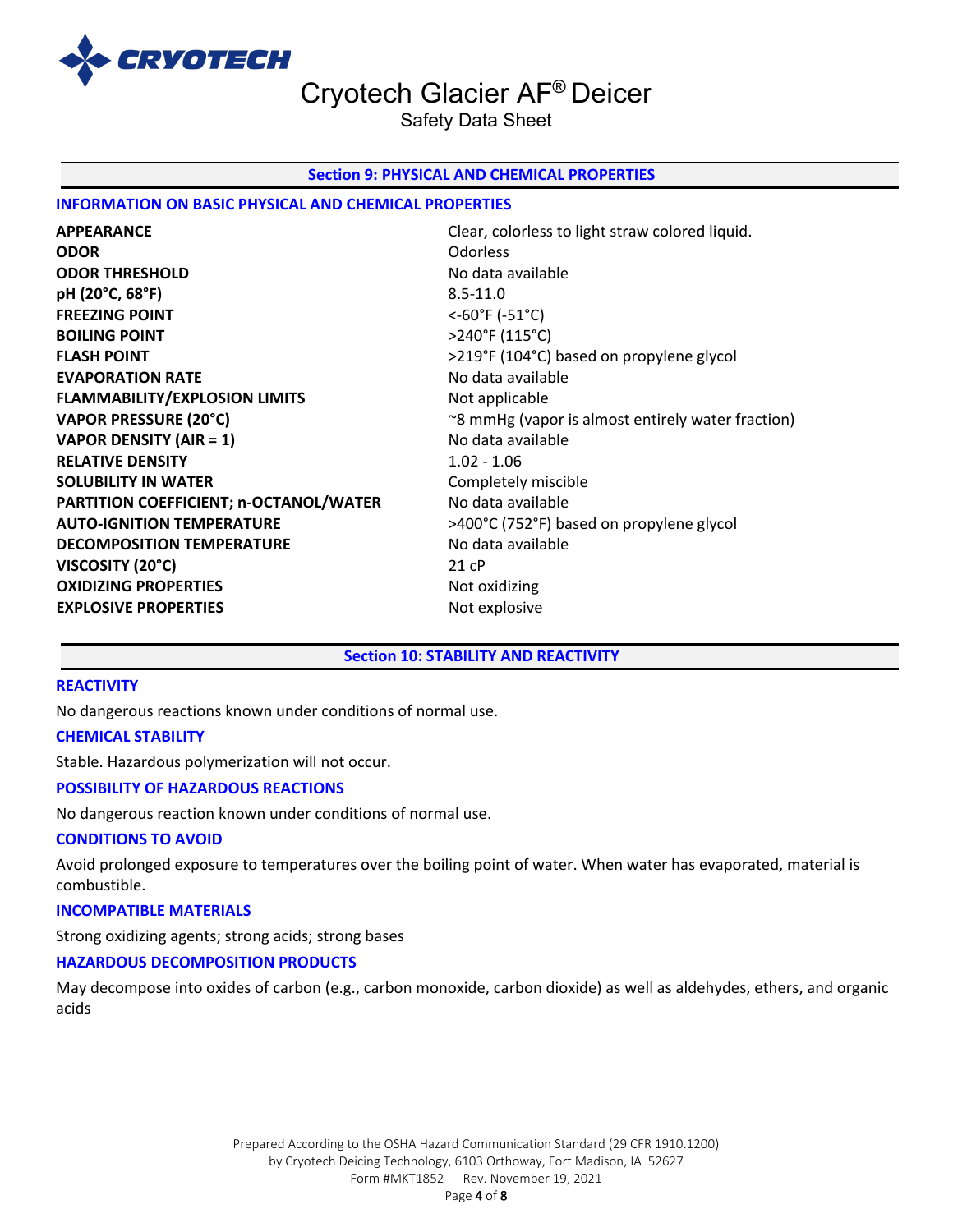## Section 9: PHYSICAL AND CHEMICAL PROPERTIES

### INFORMATION ON BASIC PHYSICAL AND CHEMICAL PROPERTIES

| | |
|---|---|
| **APPEARANCE** | Clear, colorless to light straw colored liquid. |
| **ODOR** | Odorless |
| **ODOR THRESHOLD** | No data available |
| **pH (20°C, 68°F)** | 8.5-11.0 |
| **FREEZING POINT** | <-60°F (-51°C) |
| **BOILING POINT** | >240°F (115°C) |
| **FLASH POINT** | >219°F (104°C) based on propylene glycol |
| **EVAPORATION RATE** | No data available |
| **FLAMMABILITY/EXPLOSION LIMITS** | Not applicable |
| **VAPOR PRESSURE (20°C)** | ~8 mmHg (vapor is almost entirely water fraction) |
| **VAPOR DENSITY (AIR = 1)** | No data available |
| **RELATIVE DENSITY** | 1.02 - 1.06 |
| **SOLUBILITY IN WATER** | Completely miscible |
| **PARTITION COEFFICIENT; n-OCTANOL/WATER** | No data available |
| **AUTO-IGNITION TEMPERATURE** | >400°C (752°F) based on propylene glycol |
| **DECOMPOSITION TEMPERATURE** | No data available |
| **VISCOSITY (20°C)** | 21 cP |
| **OXIDIZING PROPERTIES** | Not oxidizing |
| **EXPLOSIVE PROPERTIES** | Not explosive |

## Section 10: STABILITY AND REACTIVITY

### REACTIVITY

No dangerous reactions known under conditions of normal use.

### CHEMICAL STABILITY

Stable. Hazardous polymerization will not occur.

### POSSIBILITY OF HAZARDOUS REACTIONS

No dangerous reaction known under conditions of normal use.

### CONDITIONS TO AVOID

Avoid prolonged exposure to temperatures over the boiling point of water. When water has evaporated, material is combustible.

### INCOMPATIBLE MATERIALS

Strong oxidizing agents; strong acids; strong bases

### HAZARDOUS DECOMPOSITION PRODUCTS

May decompose into oxides of carbon (e.g., carbon monoxide, carbon dioxide) as well as aldehydes, ethers, and organic acids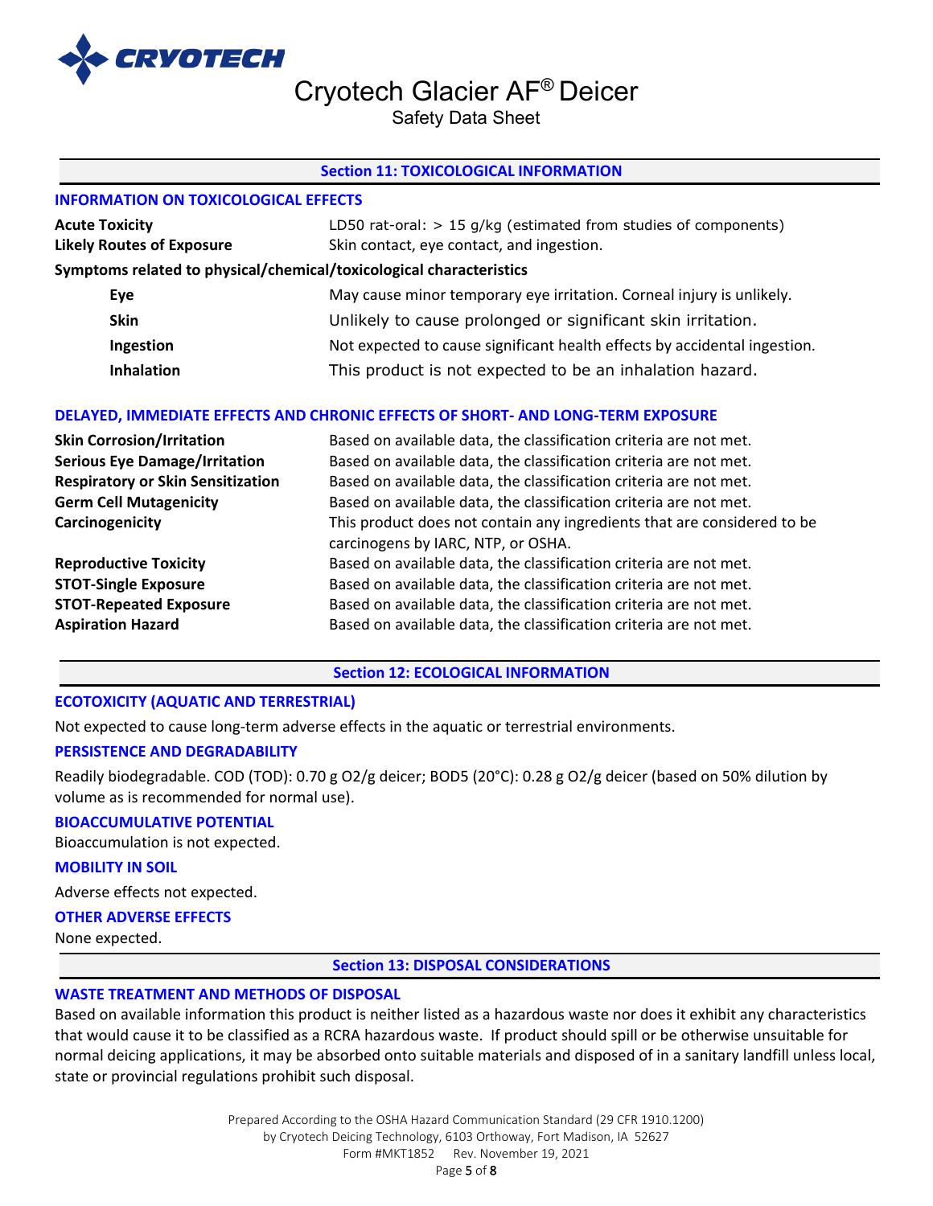## Section 11: TOXICOLOGICAL INFORMATION

### INFORMATION ON TOXICOLOGICAL EFFECTS

| | |
|---|---|
| **Acute Toxicity** | LD50 rat-oral: > 15 g/kg (estimated from studies of components) |
| **Likely Routes of Exposure** | Skin contact, eye contact, and ingestion. |

**Symptoms related to physical/chemical/toxicological characteristics**

| | |
|---|---|
| **Eye** | May cause minor temporary eye irritation. Corneal injury is unlikely. |
| **Skin** | Unlikely to cause prolonged or significant skin irritation. |
| **Ingestion** | Not expected to cause significant health effects by accidental ingestion. |
| **Inhalation** | This product is not expected to be an inhalation hazard. |

### DELAYED, IMMEDIATE EFFECTS AND CHRONIC EFFECTS OF SHORT- AND LONG-TERM EXPOSURE

| | |
|---|---|
| **Skin Corrosion/Irritation** | Based on available data, the classification criteria are not met. |
| **Serious Eye Damage/Irritation** | Based on available data, the classification criteria are not met. |
| **Respiratory or Skin Sensitization** | Based on available data, the classification criteria are not met. |
| **Germ Cell Mutagenicity** | Based on available data, the classification criteria are not met. |
| **Carcinogenicity** | This product does not contain any ingredients that are considered to be carcinogens by IARC, NTP, or OSHA. |
| **Reproductive Toxicity** | Based on available data, the classification criteria are not met. |
| **STOT-Single Exposure** | Based on available data, the classification criteria are not met. |
| **STOT-Repeated Exposure** | Based on available data, the classification criteria are not met. |
| **Aspiration Hazard** | Based on available data, the classification criteria are not met. |

## Section 12: ECOLOGICAL INFORMATION

### ECOTOXICITY (AQUATIC AND TERRESTRIAL)

Not expected to cause long-term adverse effects in the aquatic or terrestrial environments.

### PERSISTENCE AND DEGRADABILITY

Readily biodegradable. COD (TOD): 0.70 g $O_2$/g deicer; BOD5 (20°C): 0.28 g $O_2$/g deicer (based on 50% dilution by volume as is recommended for normal use).

### BIOACCUMULATIVE POTENTIAL

Bioaccumulation is not expected.

### MOBILITY IN SOIL

Adverse effects not expected.

### OTHER ADVERSE EFFECTS

None expected.

## Section 13: DISPOSAL CONSIDERATIONS

### WASTE TREATMENT AND METHODS OF DISPOSAL

Based on available information this product is neither listed as a hazardous waste nor does it exhibit any characteristics that would cause it to be classified as a RCRA hazardous waste. If product should spill or be otherwise unsuitable for normal deicing applications, it may be absorbed onto suitable materials and disposed of in a sanitary landfill unless local, state or provincial regulations prohibit such disposal.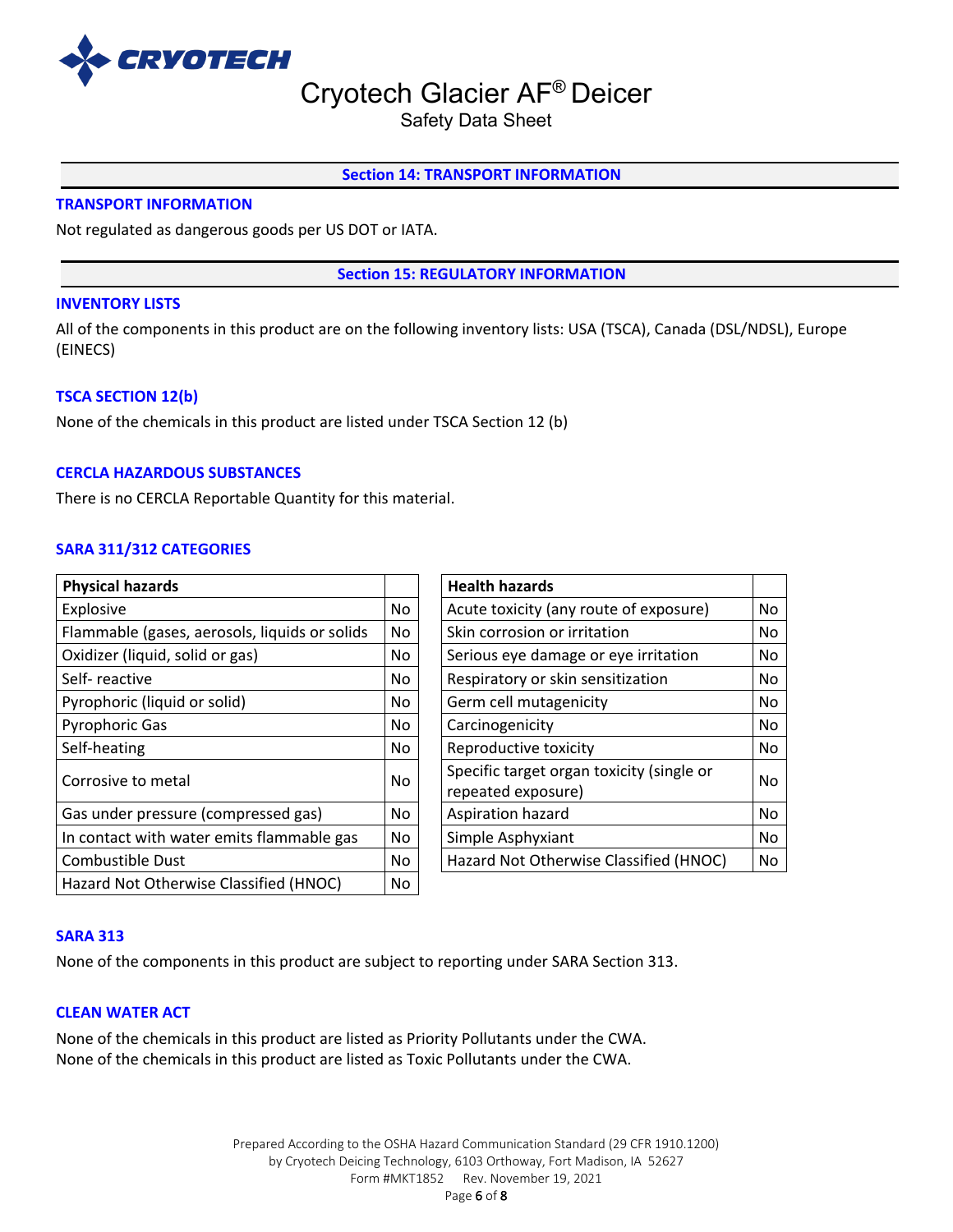## Section 14: TRANSPORT INFORMATION

### TRANSPORT INFORMATION

Not regulated as dangerous goods per US DOT or IATA.

## Section 15: REGULATORY INFORMATION

### INVENTORY LISTS

All of the components in this product are on the following inventory lists: USA (TSCA), Canada (DSL/NDSL), Europe (EINECS)

### TSCA SECTION 12(b)

None of the chemicals in this product are listed under TSCA Section 12 (b)

### CERCLA HAZARDOUS SUBSTANCES

There is no CERCLA Reportable Quantity for this material.

### SARA 311/312 CATEGORIES

| Physical hazards | |
|---|---|
| Explosive | No |
| Flammable (gases, aerosols, liquids or solids | No |
| Oxidizer (liquid, solid or gas) | No |
| Self- reactive | No |
| Pyrophoric (liquid or solid) | No |
| Pyrophoric Gas | No |
| Self-heating | No |
| Corrosive to metal | No |
| Gas under pressure (compressed gas) | No |
| In contact with water emits flammable gas | No |
| Combustible Dust | No |
| Hazard Not Otherwise Classified (HNOC) | No |

| Health hazards | |
|---|---|
| Acute toxicity (any route of exposure) | No |
| Skin corrosion or irritation | No |
| Serious eye damage or eye irritation | No |
| Respiratory or skin sensitization | No |
| Germ cell mutagenicity | No |
| Carcinogenicity | No |
| Reproductive toxicity | No |
| Specific target organ toxicity (single or repeated exposure) | No |
| Aspiration hazard | No |
| Simple Asphyxiant | No |
| Hazard Not Otherwise Classified (HNOC) | No |

### SARA 313

None of the components in this product are subject to reporting under SARA Section 313.

### CLEAN WATER ACT

None of the chemicals in this product are listed as Priority Pollutants under the CWA.
None of the chemicals in this product are listed as Toxic Pollutants under the CWA.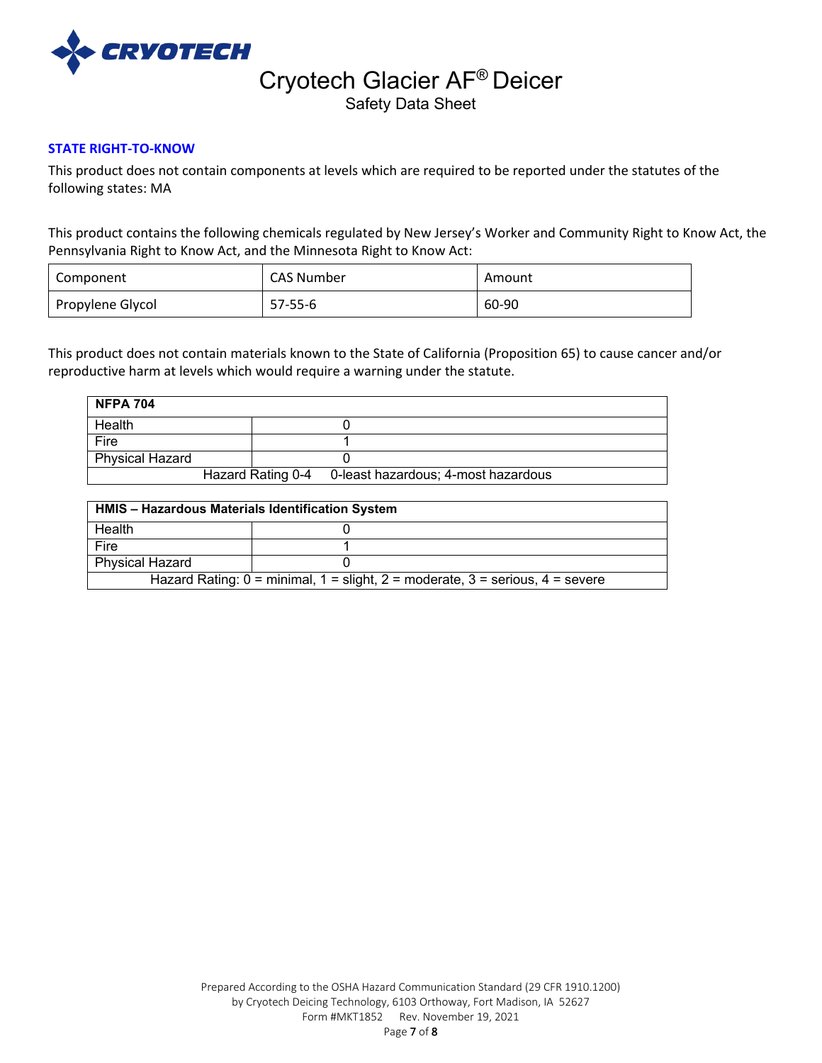### STATE RIGHT-TO-KNOW

This product does not contain components at levels which are required to be reported under the statutes of the following states: MA

This product contains the following chemicals regulated by New Jersey's Worker and Community Right to Know Act, the Pennsylvania Right to Know Act, and the Minnesota Right to Know Act:

| Component | CAS Number | Amount |
| --- | --- | --- |
| Propylene Glycol | 57-55-6 | 60-90 |

This product does not contain materials known to the State of California (Proposition 65) to cause cancer and/or reproductive harm at levels which would require a warning under the statute.

| NFPA 704 | |
| --- | --- |
| Health | 0 |
| Fire | 1 |
| Physical Hazard | 0 |
| Hazard Rating 0-4 | 0-least hazardous; 4-most hazardous |

| HMIS – Hazardous Materials Identification System | |
| --- | --- |
| Health | 0 |
| Fire | 1 |
| Physical Hazard | 0 |
| Hazard Rating: 0 = minimal, 1 = slight, 2 = moderate, 3 = serious, 4 = severe | |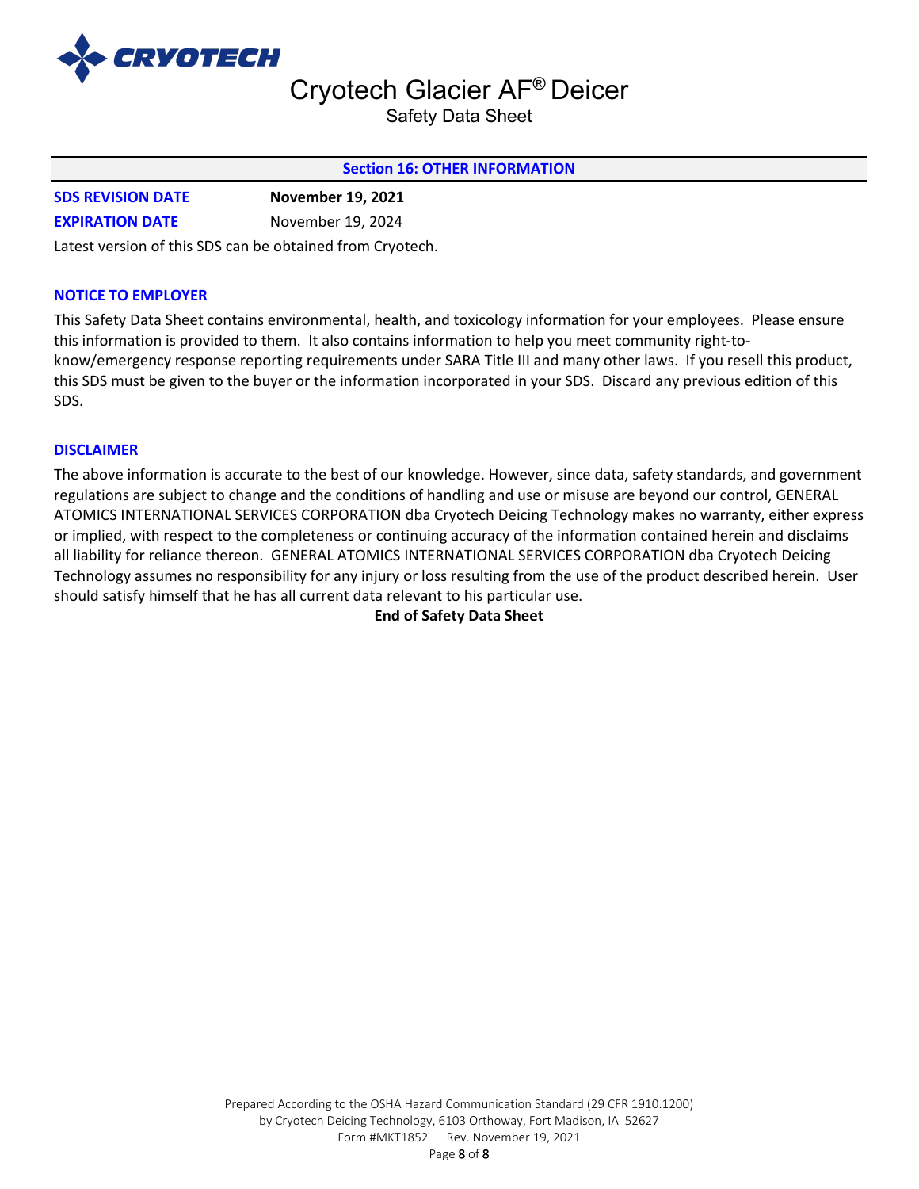## Section 16: OTHER INFORMATION

**SDS REVISION DATE** **November 19, 2021**

**EXPIRATION DATE** November 19, 2024

Latest version of this SDS can be obtained from Cryotech.

### NOTICE TO EMPLOYER

This Safety Data Sheet contains environmental, health, and toxicology information for your employees. Please ensure this information is provided to them. It also contains information to help you meet community right-to-know/emergency response reporting requirements under SARA Title III and many other laws. If you resell this product, this SDS must be given to the buyer or the information incorporated in your SDS. Discard any previous edition of this SDS.

### DISCLAIMER

The above information is accurate to the best of our knowledge. However, since data, safety standards, and government regulations are subject to change and the conditions of handling and use or misuse are beyond our control, GENERAL ATOMICS INTERNATIONAL SERVICES CORPORATION dba Cryotech Deicing Technology makes no warranty, either express or implied, with respect to the completeness or continuing accuracy of the information contained herein and disclaims all liability for reliance thereon. GENERAL ATOMICS INTERNATIONAL SERVICES CORPORATION dba Cryotech Deicing Technology assumes no responsibility for any injury or loss resulting from the use of the product described herein. User should satisfy himself that he has all current data relevant to his particular use.

**End of Safety Data Sheet**